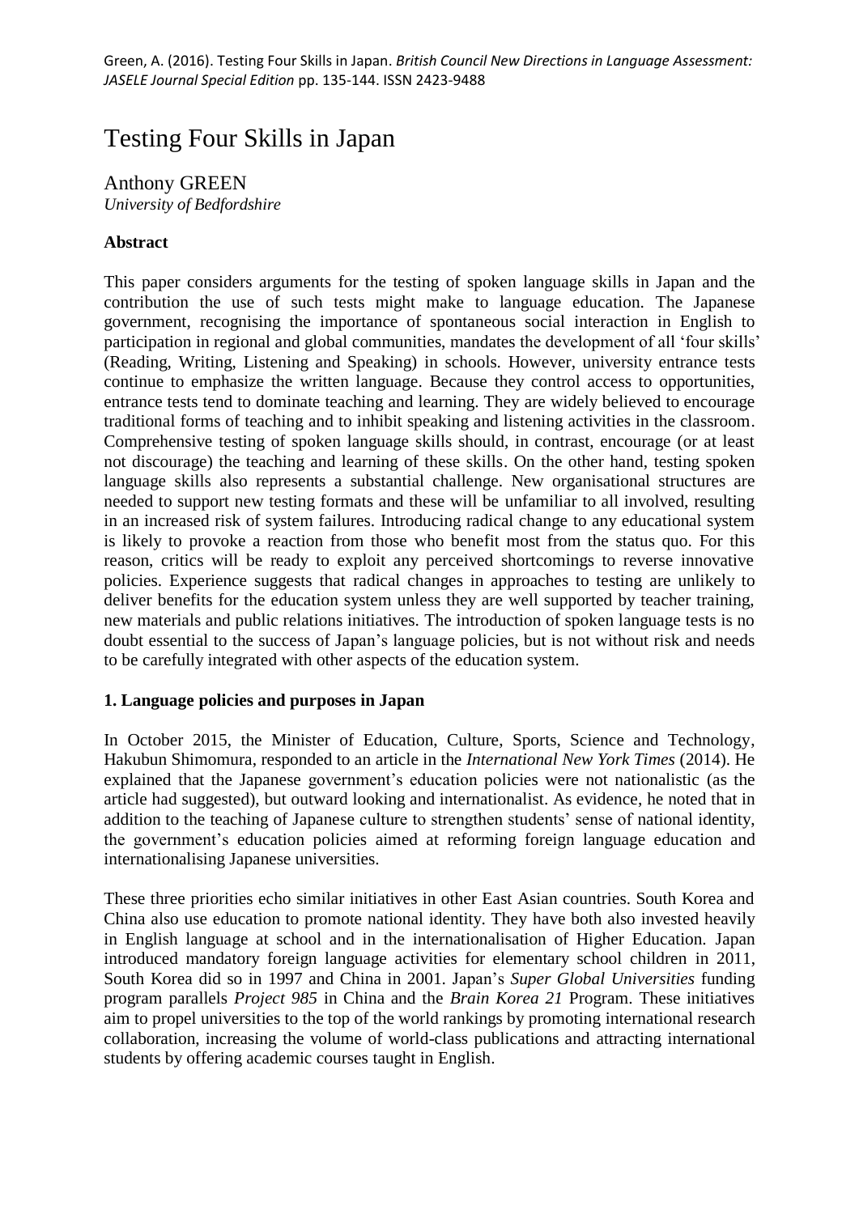Green, A. (2016). Testing Four Skills in Japan. *British Council New Directions in Language Assessment: JASELE Journal Special Edition* pp. 135-144. ISSN 2423-9488

# Testing Four Skills in Japan

Anthony GREEN
*University of Bedfordshire*

**Abstract**

This paper considers arguments for the testing of spoken language skills in Japan and the contribution the use of such tests might make to language education. The Japanese government, recognising the importance of spontaneous social interaction in English to participation in regional and global communities, mandates the development of all 'four skills' (Reading, Writing, Listening and Speaking) in schools. However, university entrance tests continue to emphasize the written language. Because they control access to opportunities, entrance tests tend to dominate teaching and learning. They are widely believed to encourage traditional forms of teaching and to inhibit speaking and listening activities in the classroom. Comprehensive testing of spoken language skills should, in contrast, encourage (or at least not discourage) the teaching and learning of these skills. On the other hand, testing spoken language skills also represents a substantial challenge. New organisational structures are needed to support new testing formats and these will be unfamiliar to all involved, resulting in an increased risk of system failures. Introducing radical change to any educational system is likely to provoke a reaction from those who benefit most from the status quo. For this reason, critics will be ready to exploit any perceived shortcomings to reverse innovative policies. Experience suggests that radical changes in approaches to testing are unlikely to deliver benefits for the education system unless they are well supported by teacher training, new materials and public relations initiatives. The introduction of spoken language tests is no doubt essential to the success of Japan's language policies, but is not without risk and needs to be carefully integrated with other aspects of the education system.

**1. Language policies and purposes in Japan**

In October 2015, the Minister of Education, Culture, Sports, Science and Technology, Hakubun Shimomura, responded to an article in the *International New York Times* (2014). He explained that the Japanese government's education policies were not nationalistic (as the article had suggested), but outward looking and internationalist. As evidence, he noted that in addition to the teaching of Japanese culture to strengthen students' sense of national identity, the government's education policies aimed at reforming foreign language education and internationalising Japanese universities.

These three priorities echo similar initiatives in other East Asian countries. South Korea and China also use education to promote national identity. They have both also invested heavily in English language at school and in the internationalisation of Higher Education. Japan introduced mandatory foreign language activities for elementary school children in 2011, South Korea did so in 1997 and China in 2001. Japan's *Super Global Universities* funding program parallels *Project 985* in China and the *Brain Korea 21* Program. These initiatives aim to propel universities to the top of the world rankings by promoting international research collaboration, increasing the volume of world-class publications and attracting international students by offering academic courses taught in English.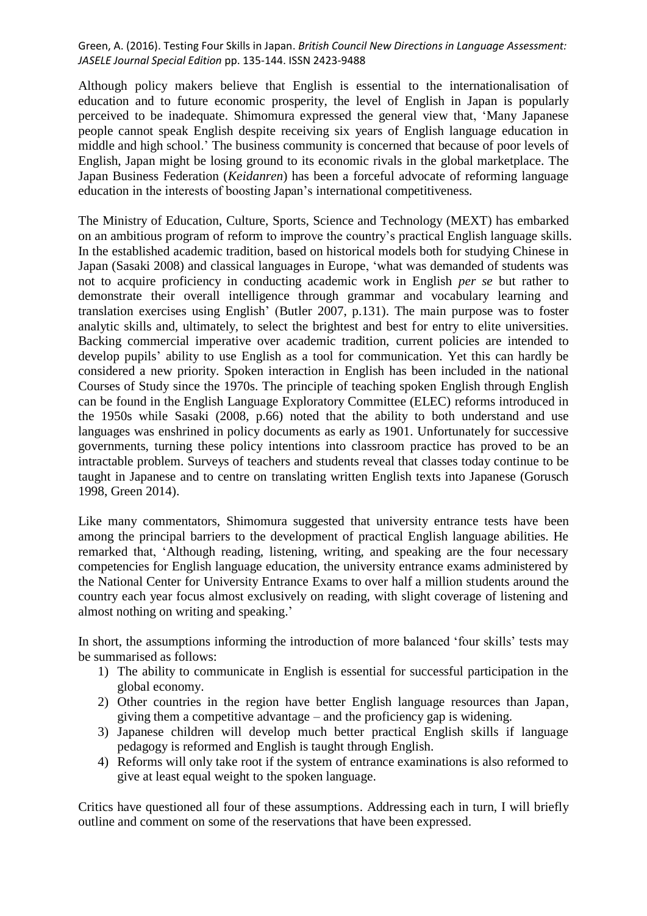Although policy makers believe that English is essential to the internationalisation of education and to future economic prosperity, the level of English in Japan is popularly perceived to be inadequate. Shimomura expressed the general view that, 'Many Japanese people cannot speak English despite receiving six years of English language education in middle and high school.' The business community is concerned that because of poor levels of English, Japan might be losing ground to its economic rivals in the global marketplace. The Japan Business Federation (*Keidanren*) has been a forceful advocate of reforming language education in the interests of boosting Japan's international competitiveness.

The Ministry of Education, Culture, Sports, Science and Technology (MEXT) has embarked on an ambitious program of reform to improve the country's practical English language skills. In the established academic tradition, based on historical models both for studying Chinese in Japan (Sasaki 2008) and classical languages in Europe, 'what was demanded of students was not to acquire proficiency in conducting academic work in English *per se* but rather to demonstrate their overall intelligence through grammar and vocabulary learning and translation exercises using English' (Butler 2007, p.131). The main purpose was to foster analytic skills and, ultimately, to select the brightest and best for entry to elite universities. Backing commercial imperative over academic tradition, current policies are intended to develop pupils' ability to use English as a tool for communication. Yet this can hardly be considered a new priority. Spoken interaction in English has been included in the national Courses of Study since the 1970s. The principle of teaching spoken English through English can be found in the English Language Exploratory Committee (ELEC) reforms introduced in the 1950s while Sasaki (2008, p.66) noted that the ability to both understand and use languages was enshrined in policy documents as early as 1901. Unfortunately for successive governments, turning these policy intentions into classroom practice has proved to be an intractable problem. Surveys of teachers and students reveal that classes today continue to be taught in Japanese and to centre on translating written English texts into Japanese (Gorusch 1998, Green 2014).

Like many commentators, Shimomura suggested that university entrance tests have been among the principal barriers to the development of practical English language abilities. He remarked that, 'Although reading, listening, writing, and speaking are the four necessary competencies for English language education, the university entrance exams administered by the National Center for University Entrance Exams to over half a million students around the country each year focus almost exclusively on reading, with slight coverage of listening and almost nothing on writing and speaking.'

In short, the assumptions informing the introduction of more balanced 'four skills' tests may be summarised as follows:

1) The ability to communicate in English is essential for successful participation in the global economy.
2) Other countries in the region have better English language resources than Japan, giving them a competitive advantage – and the proficiency gap is widening.
3) Japanese children will develop much better practical English skills if language pedagogy is reformed and English is taught through English.
4) Reforms will only take root if the system of entrance examinations is also reformed to give at least equal weight to the spoken language.

Critics have questioned all four of these assumptions. Addressing each in turn, I will briefly outline and comment on some of the reservations that have been expressed.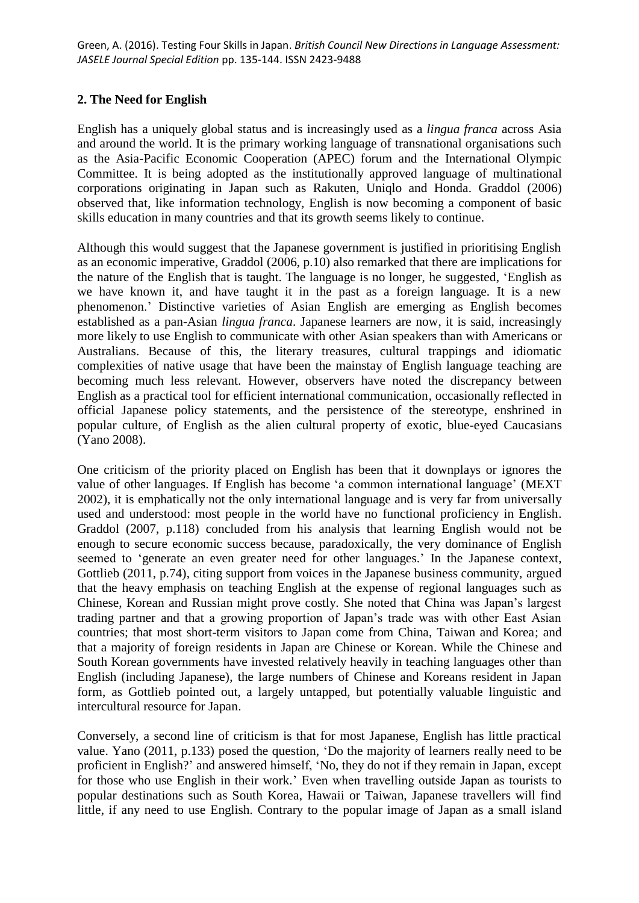## 2. The Need for English

English has a uniquely global status and is increasingly used as a *lingua franca* across Asia and around the world. It is the primary working language of transnational organisations such as the Asia-Pacific Economic Cooperation (APEC) forum and the International Olympic Committee. It is being adopted as the institutionally approved language of multinational corporations originating in Japan such as Rakuten, Uniqlo and Honda. Graddol (2006) observed that, like information technology, English is now becoming a component of basic skills education in many countries and that its growth seems likely to continue.

Although this would suggest that the Japanese government is justified in prioritising English as an economic imperative, Graddol (2006, p.10) also remarked that there are implications for the nature of the English that is taught. The language is no longer, he suggested, 'English as we have known it, and have taught it in the past as a foreign language. It is a new phenomenon.' Distinctive varieties of Asian English are emerging as English becomes established as a pan-Asian *lingua franca*. Japanese learners are now, it is said, increasingly more likely to use English to communicate with other Asian speakers than with Americans or Australians. Because of this, the literary treasures, cultural trappings and idiomatic complexities of native usage that have been the mainstay of English language teaching are becoming much less relevant. However, observers have noted the discrepancy between English as a practical tool for efficient international communication, occasionally reflected in official Japanese policy statements, and the persistence of the stereotype, enshrined in popular culture, of English as the alien cultural property of exotic, blue-eyed Caucasians (Yano 2008).

One criticism of the priority placed on English has been that it downplays or ignores the value of other languages. If English has become 'a common international language' (MEXT 2002), it is emphatically not the only international language and is very far from universally used and understood: most people in the world have no functional proficiency in English. Graddol (2007, p.118) concluded from his analysis that learning English would not be enough to secure economic success because, paradoxically, the very dominance of English seemed to 'generate an even greater need for other languages.' In the Japanese context, Gottlieb (2011, p.74), citing support from voices in the Japanese business community, argued that the heavy emphasis on teaching English at the expense of regional languages such as Chinese, Korean and Russian might prove costly. She noted that China was Japan's largest trading partner and that a growing proportion of Japan's trade was with other East Asian countries; that most short-term visitors to Japan come from China, Taiwan and Korea; and that a majority of foreign residents in Japan are Chinese or Korean. While the Chinese and South Korean governments have invested relatively heavily in teaching languages other than English (including Japanese), the large numbers of Chinese and Koreans resident in Japan form, as Gottlieb pointed out, a largely untapped, but potentially valuable linguistic and intercultural resource for Japan.

Conversely, a second line of criticism is that for most Japanese, English has little practical value. Yano (2011, p.133) posed the question, 'Do the majority of learners really need to be proficient in English?' and answered himself, 'No, they do not if they remain in Japan, except for those who use English in their work.' Even when travelling outside Japan as tourists to popular destinations such as South Korea, Hawaii or Taiwan, Japanese travellers will find little, if any need to use English. Contrary to the popular image of Japan as a small island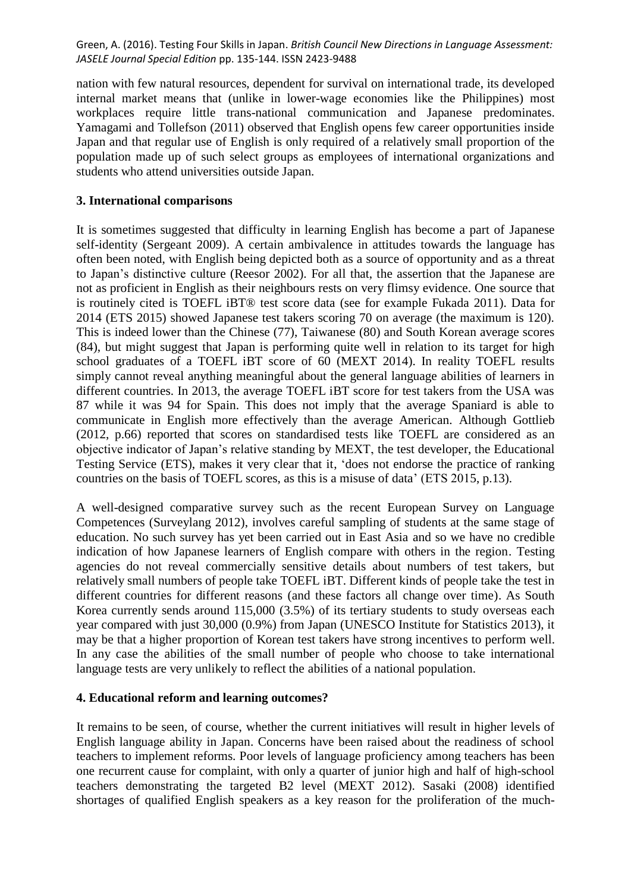nation with few natural resources, dependent for survival on international trade, its developed internal market means that (unlike in lower-wage economies like the Philippines) most workplaces require little trans-national communication and Japanese predominates. Yamagami and Tollefson (2011) observed that English opens few career opportunities inside Japan and that regular use of English is only required of a relatively small proportion of the population made up of such select groups as employees of international organizations and students who attend universities outside Japan.

## 3. International comparisons

It is sometimes suggested that difficulty in learning English has become a part of Japanese self-identity (Sergeant 2009). A certain ambivalence in attitudes towards the language has often been noted, with English being depicted both as a source of opportunity and as a threat to Japan's distinctive culture (Reesor 2002). For all that, the assertion that the Japanese are not as proficient in English as their neighbours rests on very flimsy evidence. One source that is routinely cited is TOEFL iBT® test score data (see for example Fukada 2011). Data for 2014 (ETS 2015) showed Japanese test takers scoring 70 on average (the maximum is 120). This is indeed lower than the Chinese (77), Taiwanese (80) and South Korean average scores (84), but might suggest that Japan is performing quite well in relation to its target for high school graduates of a TOEFL iBT score of 60 (MEXT 2014). In reality TOEFL results simply cannot reveal anything meaningful about the general language abilities of learners in different countries. In 2013, the average TOEFL iBT score for test takers from the USA was 87 while it was 94 for Spain. This does not imply that the average Spaniard is able to communicate in English more effectively than the average American. Although Gottlieb (2012, p.66) reported that scores on standardised tests like TOEFL are considered as an objective indicator of Japan's relative standing by MEXT, the test developer, the Educational Testing Service (ETS), makes it very clear that it, 'does not endorse the practice of ranking countries on the basis of TOEFL scores, as this is a misuse of data' (ETS 2015, p.13).

A well-designed comparative survey such as the recent European Survey on Language Competences (Surveylang 2012), involves careful sampling of students at the same stage of education. No such survey has yet been carried out in East Asia and so we have no credible indication of how Japanese learners of English compare with others in the region. Testing agencies do not reveal commercially sensitive details about numbers of test takers, but relatively small numbers of people take TOEFL iBT. Different kinds of people take the test in different countries for different reasons (and these factors all change over time). As South Korea currently sends around 115,000 (3.5%) of its tertiary students to study overseas each year compared with just 30,000 (0.9%) from Japan (UNESCO Institute for Statistics 2013), it may be that a higher proportion of Korean test takers have strong incentives to perform well. In any case the abilities of the small number of people who choose to take international language tests are very unlikely to reflect the abilities of a national population.

## 4. Educational reform and learning outcomes?

It remains to be seen, of course, whether the current initiatives will result in higher levels of English language ability in Japan. Concerns have been raised about the readiness of school teachers to implement reforms. Poor levels of language proficiency among teachers has been one recurrent cause for complaint, with only a quarter of junior high and half of high-school teachers demonstrating the targeted B2 level (MEXT 2012). Sasaki (2008) identified shortages of qualified English speakers as a key reason for the proliferation of the much-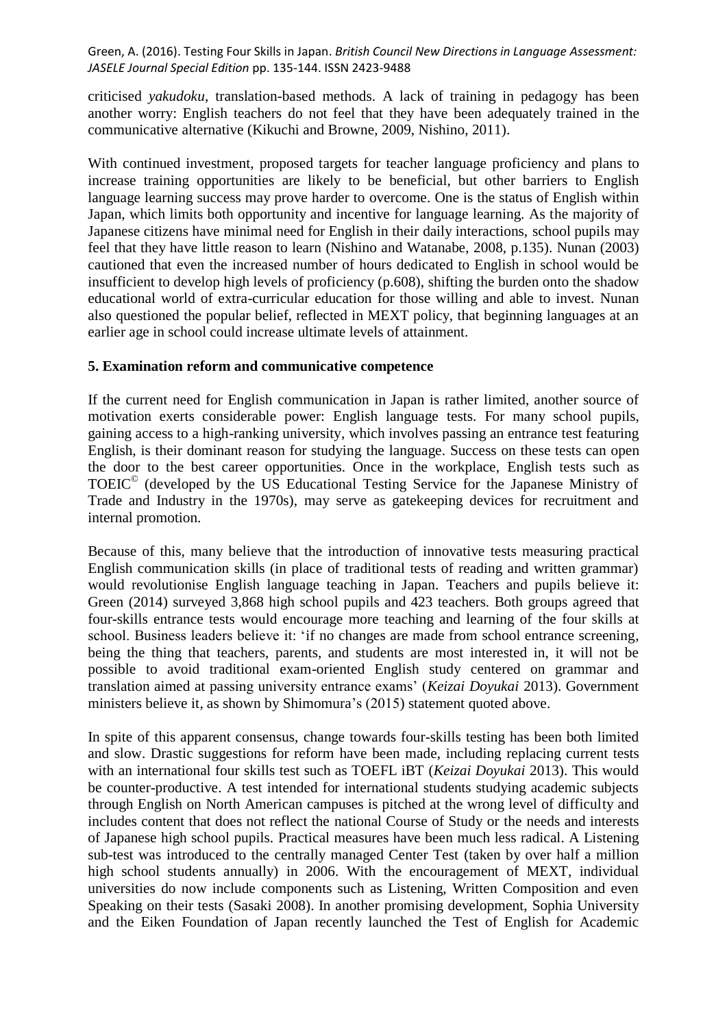criticised *yakudoku*, translation-based methods. A lack of training in pedagogy has been another worry: English teachers do not feel that they have been adequately trained in the communicative alternative (Kikuchi and Browne, 2009, Nishino, 2011).

With continued investment, proposed targets for teacher language proficiency and plans to increase training opportunities are likely to be beneficial, but other barriers to English language learning success may prove harder to overcome. One is the status of English within Japan, which limits both opportunity and incentive for language learning. As the majority of Japanese citizens have minimal need for English in their daily interactions, school pupils may feel that they have little reason to learn (Nishino and Watanabe, 2008, p.135). Nunan (2003) cautioned that even the increased number of hours dedicated to English in school would be insufficient to develop high levels of proficiency (p.608), shifting the burden onto the shadow educational world of extra-curricular education for those willing and able to invest. Nunan also questioned the popular belief, reflected in MEXT policy, that beginning languages at an earlier age in school could increase ultimate levels of attainment.

## 5. Examination reform and communicative competence

If the current need for English communication in Japan is rather limited, another source of motivation exerts considerable power: English language tests. For many school pupils, gaining access to a high-ranking university, which involves passing an entrance test featuring English, is their dominant reason for studying the language. Success on these tests can open the door to the best career opportunities. Once in the workplace, English tests such as TOEIC© (developed by the US Educational Testing Service for the Japanese Ministry of Trade and Industry in the 1970s), may serve as gatekeeping devices for recruitment and internal promotion.

Because of this, many believe that the introduction of innovative tests measuring practical English communication skills (in place of traditional tests of reading and written grammar) would revolutionise English language teaching in Japan. Teachers and pupils believe it: Green (2014) surveyed 3,868 high school pupils and 423 teachers. Both groups agreed that four-skills entrance tests would encourage more teaching and learning of the four skills at school. Business leaders believe it: 'if no changes are made from school entrance screening, being the thing that teachers, parents, and students are most interested in, it will not be possible to avoid traditional exam-oriented English study centered on grammar and translation aimed at passing university entrance exams' (*Keizai Doyukai* 2013). Government ministers believe it, as shown by Shimomura's (2015) statement quoted above.

In spite of this apparent consensus, change towards four-skills testing has been both limited and slow. Drastic suggestions for reform have been made, including replacing current tests with an international four skills test such as TOEFL iBT (*Keizai Doyukai* 2013). This would be counter-productive. A test intended for international students studying academic subjects through English on North American campuses is pitched at the wrong level of difficulty and includes content that does not reflect the national Course of Study or the needs and interests of Japanese high school pupils. Practical measures have been much less radical. A Listening sub-test was introduced to the centrally managed Center Test (taken by over half a million high school students annually) in 2006. With the encouragement of MEXT, individual universities do now include components such as Listening, Written Composition and even Speaking on their tests (Sasaki 2008). In another promising development, Sophia University and the Eiken Foundation of Japan recently launched the Test of English for Academic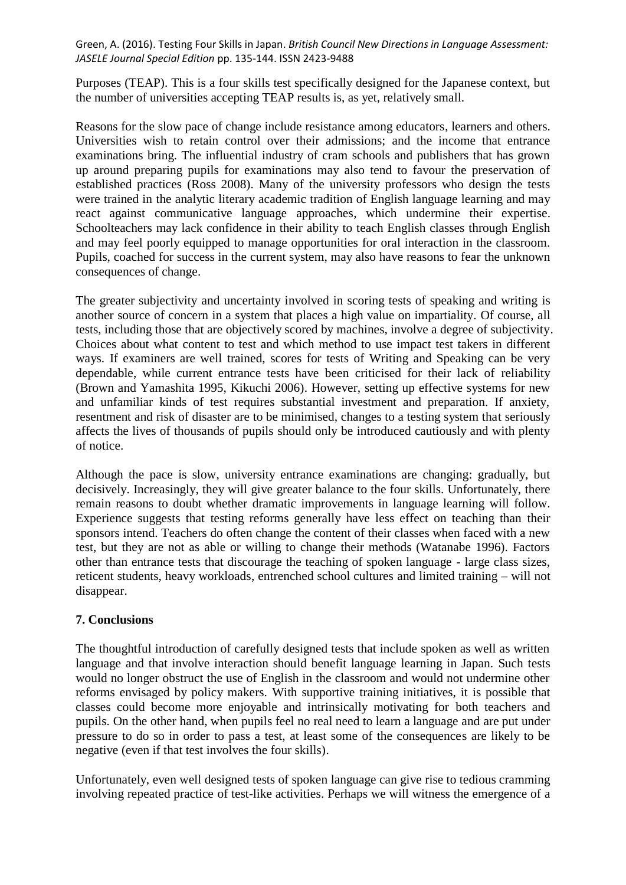Purposes (TEAP). This is a four skills test specifically designed for the Japanese context, but the number of universities accepting TEAP results is, as yet, relatively small.

Reasons for the slow pace of change include resistance among educators, learners and others. Universities wish to retain control over their admissions; and the income that entrance examinations bring. The influential industry of cram schools and publishers that has grown up around preparing pupils for examinations may also tend to favour the preservation of established practices (Ross 2008). Many of the university professors who design the tests were trained in the analytic literary academic tradition of English language learning and may react against communicative language approaches, which undermine their expertise. Schoolteachers may lack confidence in their ability to teach English classes through English and may feel poorly equipped to manage opportunities for oral interaction in the classroom. Pupils, coached for success in the current system, may also have reasons to fear the unknown consequences of change.

The greater subjectivity and uncertainty involved in scoring tests of speaking and writing is another source of concern in a system that places a high value on impartiality. Of course, all tests, including those that are objectively scored by machines, involve a degree of subjectivity. Choices about what content to test and which method to use impact test takers in different ways. If examiners are well trained, scores for tests of Writing and Speaking can be very dependable, while current entrance tests have been criticised for their lack of reliability (Brown and Yamashita 1995, Kikuchi 2006). However, setting up effective systems for new and unfamiliar kinds of test requires substantial investment and preparation. If anxiety, resentment and risk of disaster are to be minimised, changes to a testing system that seriously affects the lives of thousands of pupils should only be introduced cautiously and with plenty of notice.

Although the pace is slow, university entrance examinations are changing: gradually, but decisively. Increasingly, they will give greater balance to the four skills. Unfortunately, there remain reasons to doubt whether dramatic improvements in language learning will follow. Experience suggests that testing reforms generally have less effect on teaching than their sponsors intend. Teachers do often change the content of their classes when faced with a new test, but they are not as able or willing to change their methods (Watanabe 1996). Factors other than entrance tests that discourage the teaching of spoken language - large class sizes, reticent students, heavy workloads, entrenched school cultures and limited training – will not disappear.

## 7. Conclusions

The thoughtful introduction of carefully designed tests that include spoken as well as written language and that involve interaction should benefit language learning in Japan. Such tests would no longer obstruct the use of English in the classroom and would not undermine other reforms envisaged by policy makers. With supportive training initiatives, it is possible that classes could become more enjoyable and intrinsically motivating for both teachers and pupils. On the other hand, when pupils feel no real need to learn a language and are put under pressure to do so in order to pass a test, at least some of the consequences are likely to be negative (even if that test involves the four skills).

Unfortunately, even well designed tests of spoken language can give rise to tedious cramming involving repeated practice of test-like activities. Perhaps we will witness the emergence of a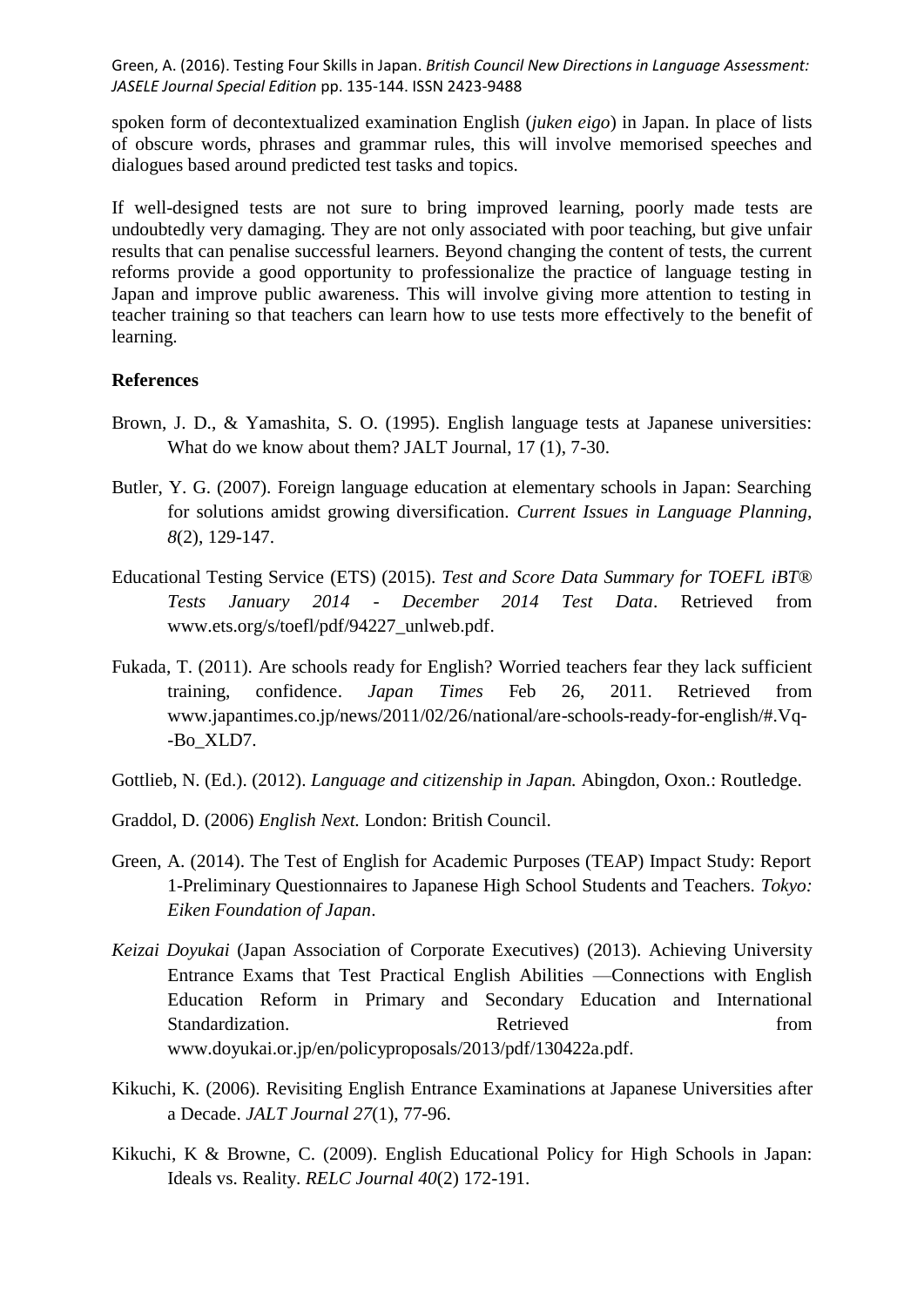spoken form of decontextualized examination English (*juken eigo*) in Japan. In place of lists of obscure words, phrases and grammar rules, this will involve memorised speeches and dialogues based around predicted test tasks and topics.

If well-designed tests are not sure to bring improved learning, poorly made tests are undoubtedly very damaging. They are not only associated with poor teaching, but give unfair results that can penalise successful learners. Beyond changing the content of tests, the current reforms provide a good opportunity to professionalize the practice of language testing in Japan and improve public awareness. This will involve giving more attention to testing in teacher training so that teachers can learn how to use tests more effectively to the benefit of learning.

**References**

Brown, J. D., & Yamashita, S. O. (1995). English language tests at Japanese universities: What do we know about them? JALT Journal, 17 (1), 7-30.

Butler, Y. G. (2007). Foreign language education at elementary schools in Japan: Searching for solutions amidst growing diversification. *Current Issues in Language Planning, 8*(2), 129-147.

Educational Testing Service (ETS) (2015). *Test and Score Data Summary for TOEFL iBT® Tests January 2014 - December 2014 Test Data*. Retrieved from www.ets.org/s/toefl/pdf/94227_unlweb.pdf.

Fukada, T. (2011). Are schools ready for English? Worried teachers fear they lack sufficient training, confidence. *Japan Times* Feb 26, 2011. Retrieved from www.japantimes.co.jp/news/2011/02/26/national/are-schools-ready-for-english/#.Vq--Bo_XLD7.

Gottlieb, N. (Ed.). (2012). *Language and citizenship in Japan.* Abingdon, Oxon.: Routledge.

Graddol, D. (2006) *English Next.* London: British Council.

Green, A. (2014). The Test of English for Academic Purposes (TEAP) Impact Study: Report 1-Preliminary Questionnaires to Japanese High School Students and Teachers. *Tokyo: Eiken Foundation of Japan*.

*Keizai Doyukai* (Japan Association of Corporate Executives) (2013). Achieving University Entrance Exams that Test Practical English Abilities —Connections with English Education Reform in Primary and Secondary Education and International Standardization. Retrieved from www.doyukai.or.jp/en/policyproposals/2013/pdf/130422a.pdf.

Kikuchi, K. (2006). Revisiting English Entrance Examinations at Japanese Universities after a Decade. *JALT Journal 27*(1), 77-96.

Kikuchi, K & Browne, C. (2009). English Educational Policy for High Schools in Japan: Ideals vs. Reality. *RELC Journal 40*(2) 172-191.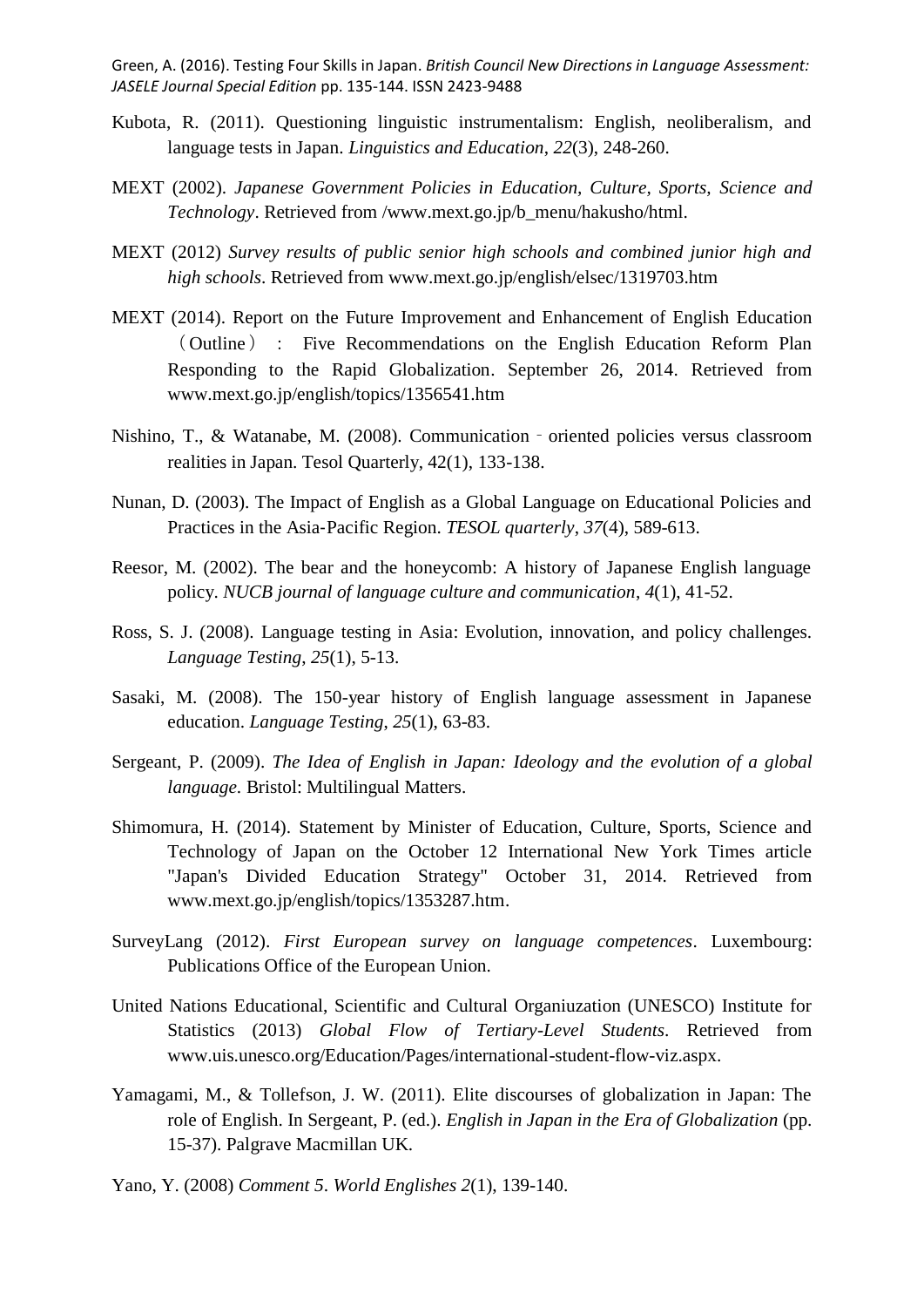Kubota, R. (2011). Questioning linguistic instrumentalism: English, neoliberalism, and language tests in Japan. *Linguistics and Education*, *22*(3), 248-260.

MEXT (2002). *Japanese Government Policies in Education, Culture, Sports, Science and Technology*. Retrieved from /www.mext.go.jp/b_menu/hakusho/html.

MEXT (2012) *Survey results of public senior high schools and combined junior high and high schools*. Retrieved from www.mext.go.jp/english/elsec/1319703.htm

MEXT (2014). Report on the Future Improvement and Enhancement of English Education（Outline）: Five Recommendations on the English Education Reform Plan Responding to the Rapid Globalization. September 26, 2014. Retrieved from www.mext.go.jp/english/topics/1356541.htm

Nishino, T., & Watanabe, M. (2008). Communication‐oriented policies versus classroom realities in Japan. Tesol Quarterly, 42(1), 133-138.

Nunan, D. (2003). The Impact of English as a Global Language on Educational Policies and Practices in the Asia‐Pacific Region. *TESOL quarterly*, *37*(4), 589-613.

Reesor, M. (2002). The bear and the honeycomb: A history of Japanese English language policy. *NUCB journal of language culture and communication*, *4*(1), 41-52.

Ross, S. J. (2008). Language testing in Asia: Evolution, innovation, and policy challenges. *Language Testing*, *25*(1), 5-13.

Sasaki, M. (2008). The 150-year history of English language assessment in Japanese education. *Language Testing*, *25*(1), 63-83.

Sergeant, P. (2009). *The Idea of English in Japan: Ideology and the evolution of a global language.* Bristol: Multilingual Matters.

Shimomura, H. (2014). Statement by Minister of Education, Culture, Sports, Science and Technology of Japan on the October 12 International New York Times article "Japan's Divided Education Strategy" October 31, 2014. Retrieved from www.mext.go.jp/english/topics/1353287.htm.

SurveyLang (2012). *First European survey on language competences*. Luxembourg: Publications Office of the European Union.

United Nations Educational, Scientific and Cultural Organiuzation (UNESCO) Institute for Statistics (2013) *Global Flow of Tertiary-Level Students*. Retrieved from www.uis.unesco.org/Education/Pages/international-student-flow-viz.aspx.

Yamagami, M., & Tollefson, J. W. (2011). Elite discourses of globalization in Japan: The role of English. In Sergeant, P. (ed.). *English in Japan in the Era of Globalization* (pp. 15-37). Palgrave Macmillan UK.

Yano, Y. (2008) *Comment 5*. *World Englishes 2*(1), 139-140.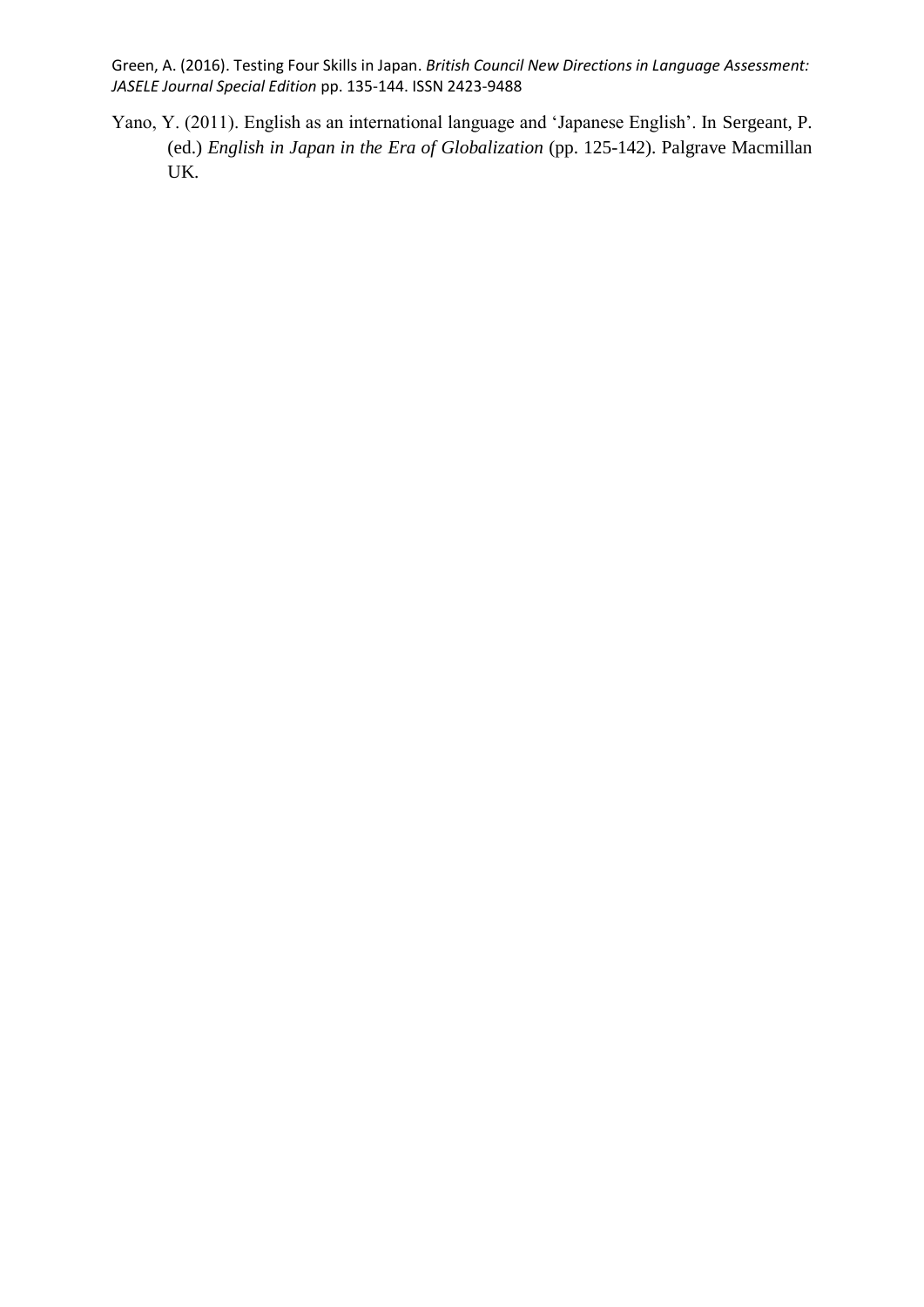Yano, Y. (2011). English as an international language and 'Japanese English'. In Sergeant, P. (ed.) *English in Japan in the Era of Globalization* (pp. 125-142). Palgrave Macmillan UK.